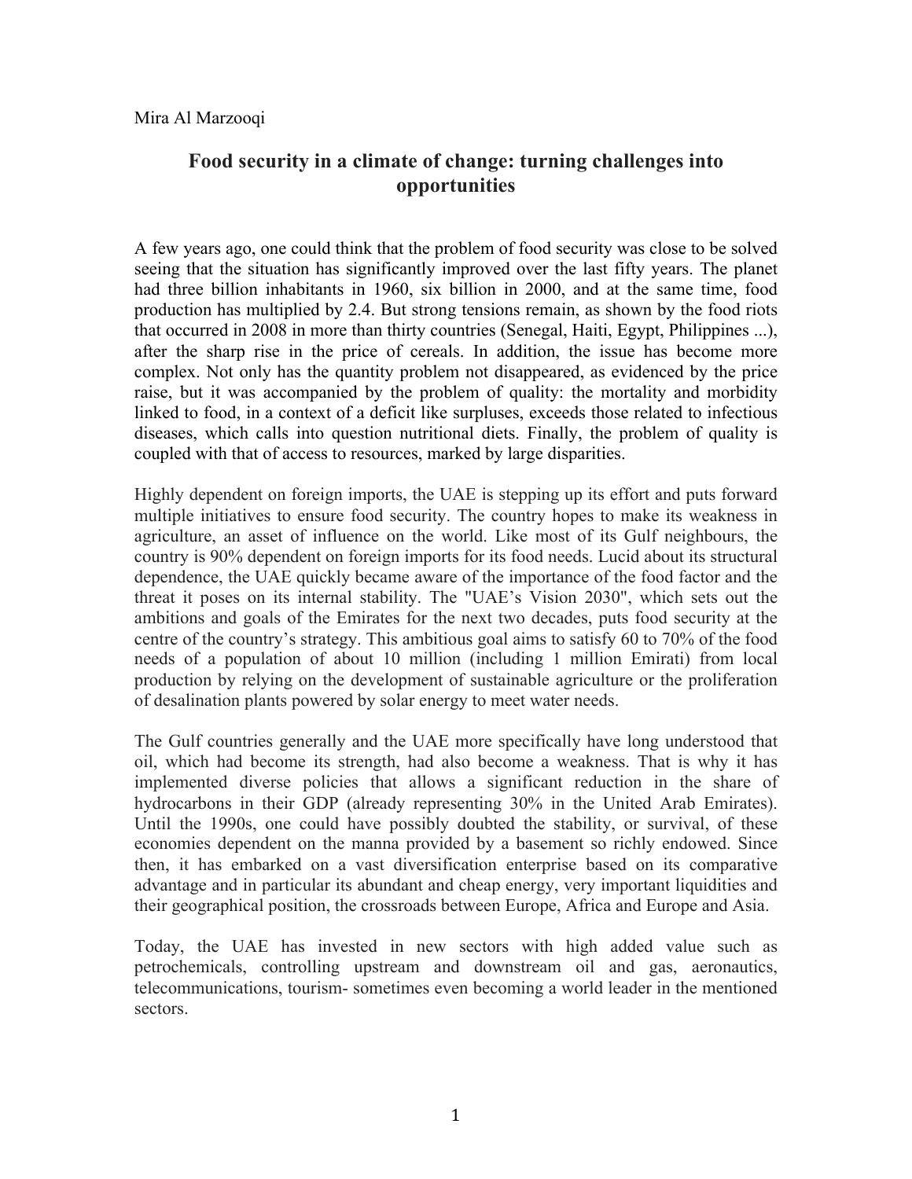Mira Al Marzooqi

# Food security in a climate of change: turning challenges into opportunities

A few years ago, one could think that the problem of food security was close to be solved seeing that the situation has significantly improved over the last fifty years. The planet had three billion inhabitants in 1960, six billion in 2000, and at the same time, food production has multiplied by 2.4. But strong tensions remain, as shown by the food riots that occurred in 2008 in more than thirty countries (Senegal, Haiti, Egypt, Philippines ...), after the sharp rise in the price of cereals. In addition, the issue has become more complex. Not only has the quantity problem not disappeared, as evidenced by the price raise, but it was accompanied by the problem of quality: the mortality and morbidity linked to food, in a context of a deficit like surpluses, exceeds those related to infectious diseases, which calls into question nutritional diets. Finally, the problem of quality is coupled with that of access to resources, marked by large disparities.

Highly dependent on foreign imports, the UAE is stepping up its effort and puts forward multiple initiatives to ensure food security. The country hopes to make its weakness in agriculture, an asset of influence on the world. Like most of its Gulf neighbours, the country is 90% dependent on foreign imports for its food needs. Lucid about its structural dependence, the UAE quickly became aware of the importance of the food factor and the threat it poses on its internal stability. The "UAE's Vision 2030", which sets out the ambitions and goals of the Emirates for the next two decades, puts food security at the centre of the country's strategy. This ambitious goal aims to satisfy 60 to 70% of the food needs of a population of about 10 million (including 1 million Emirati) from local production by relying on the development of sustainable agriculture or the proliferation of desalination plants powered by solar energy to meet water needs.

The Gulf countries generally and the UAE more specifically have long understood that oil, which had become its strength, had also become a weakness. That is why it has implemented diverse policies that allows a significant reduction in the share of hydrocarbons in their GDP (already representing 30% in the United Arab Emirates). Until the 1990s, one could have possibly doubted the stability, or survival, of these economies dependent on the manna provided by a basement so richly endowed. Since then, it has embarked on a vast diversification enterprise based on its comparative advantage and in particular its abundant and cheap energy, very important liquidities and their geographical position, the crossroads between Europe, Africa and Europe and Asia.

Today, the UAE has invested in new sectors with high added value such as petrochemicals, controlling upstream and downstream oil and gas, aeronautics, telecommunications, tourism- sometimes even becoming a world leader in the mentioned sectors.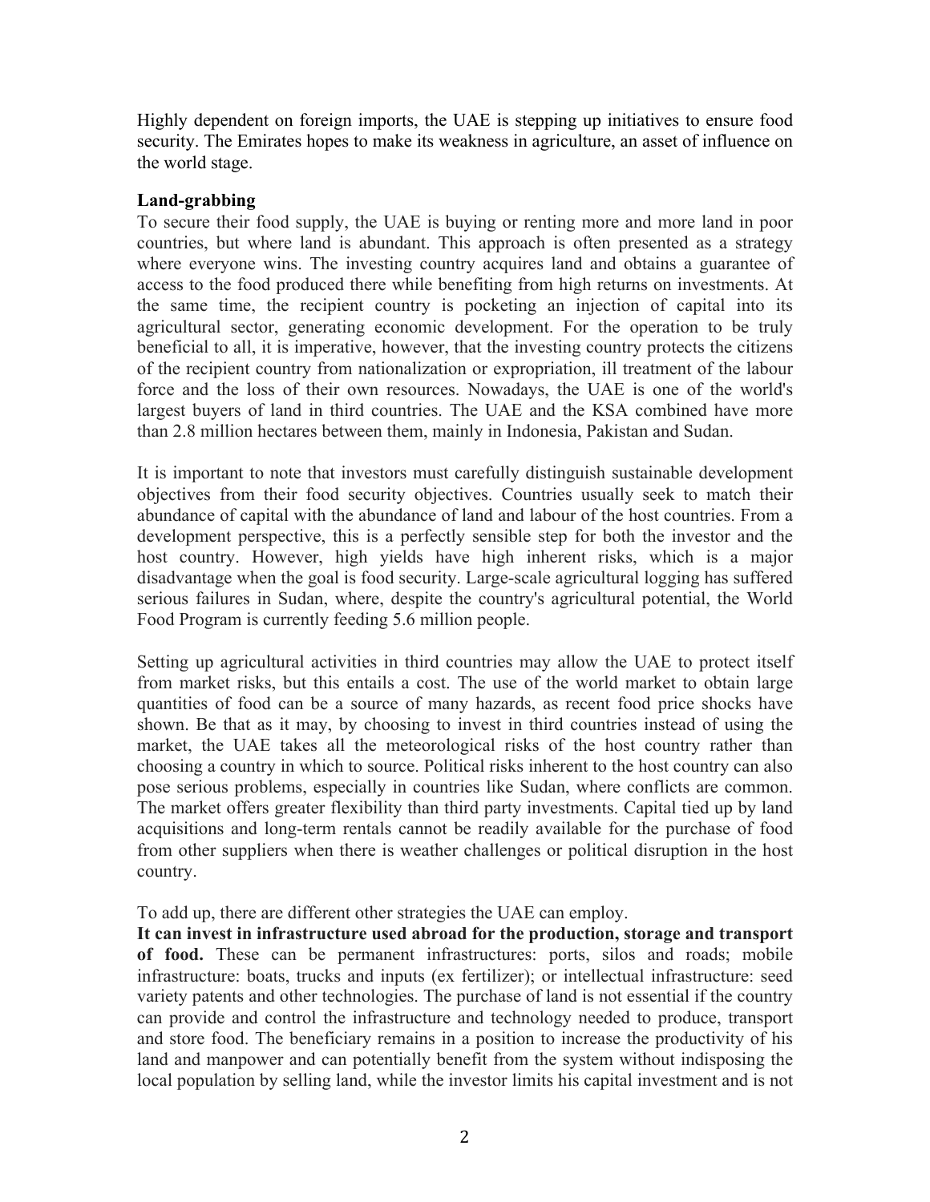Highly dependent on foreign imports, the UAE is stepping up initiatives to ensure food security. The Emirates hopes to make its weakness in agriculture, an asset of influence on the world stage.

**Land-grabbing**

To secure their food supply, the UAE is buying or renting more and more land in poor countries, but where land is abundant. This approach is often presented as a strategy where everyone wins. The investing country acquires land and obtains a guarantee of access to the food produced there while benefiting from high returns on investments. At the same time, the recipient country is pocketing an injection of capital into its agricultural sector, generating economic development. For the operation to be truly beneficial to all, it is imperative, however, that the investing country protects the citizens of the recipient country from nationalization or expropriation, ill treatment of the labour force and the loss of their own resources. Nowadays, the UAE is one of the world's largest buyers of land in third countries. The UAE and the KSA combined have more than 2.8 million hectares between them, mainly in Indonesia, Pakistan and Sudan.

It is important to note that investors must carefully distinguish sustainable development objectives from their food security objectives. Countries usually seek to match their abundance of capital with the abundance of land and labour of the host countries. From a development perspective, this is a perfectly sensible step for both the investor and the host country. However, high yields have high inherent risks, which is a major disadvantage when the goal is food security. Large-scale agricultural logging has suffered serious failures in Sudan, where, despite the country's agricultural potential, the World Food Program is currently feeding 5.6 million people.

Setting up agricultural activities in third countries may allow the UAE to protect itself from market risks, but this entails a cost. The use of the world market to obtain large quantities of food can be a source of many hazards, as recent food price shocks have shown. Be that as it may, by choosing to invest in third countries instead of using the market, the UAE takes all the meteorological risks of the host country rather than choosing a country in which to source. Political risks inherent to the host country can also pose serious problems, especially in countries like Sudan, where conflicts are common. The market offers greater flexibility than third party investments. Capital tied up by land acquisitions and long-term rentals cannot be readily available for the purchase of food from other suppliers when there is weather challenges or political disruption in the host country.

To add up, there are different other strategies the UAE can employ.

**It can invest in infrastructure used abroad for the production, storage and transport of food.** These can be permanent infrastructures: ports, silos and roads; mobile infrastructure: boats, trucks and inputs (ex fertilizer); or intellectual infrastructure: seed variety patents and other technologies. The purchase of land is not essential if the country can provide and control the infrastructure and technology needed to produce, transport and store food. The beneficiary remains in a position to increase the productivity of his land and manpower and can potentially benefit from the system without indisposing the local population by selling land, while the investor limits his capital investment and is not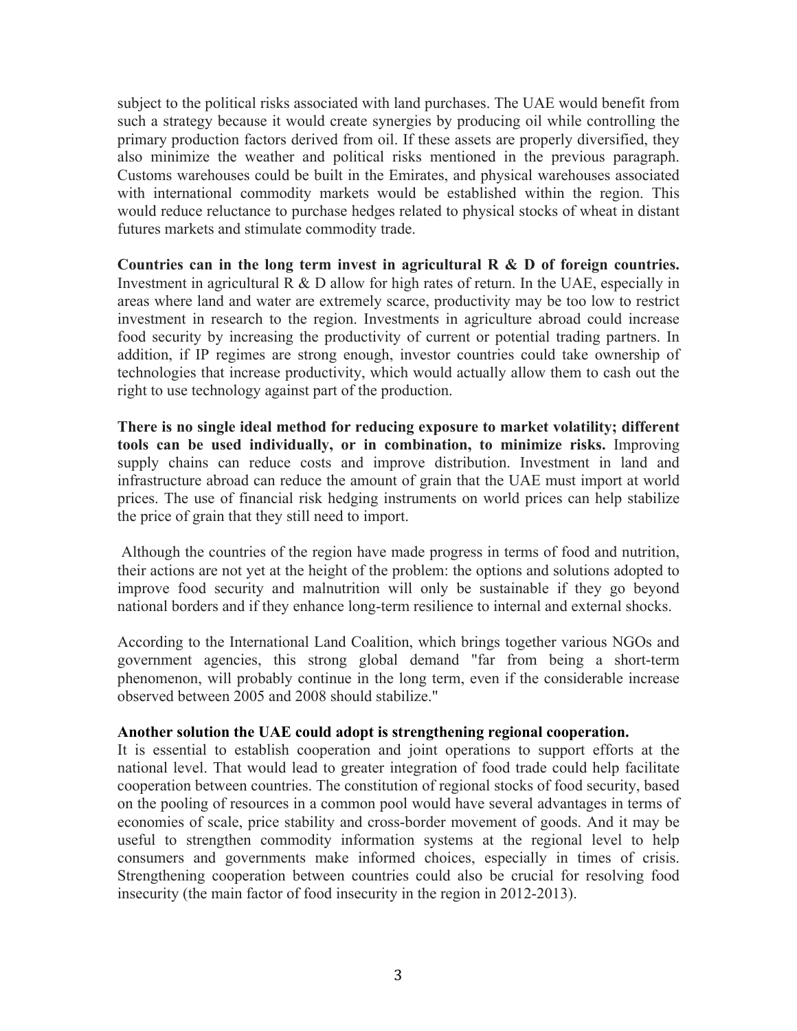subject to the political risks associated with land purchases. The UAE would benefit from such a strategy because it would create synergies by producing oil while controlling the primary production factors derived from oil. If these assets are properly diversified, they also minimize the weather and political risks mentioned in the previous paragraph. Customs warehouses could be built in the Emirates, and physical warehouses associated with international commodity markets would be established within the region. This would reduce reluctance to purchase hedges related to physical stocks of wheat in distant futures markets and stimulate commodity trade.

**Countries can in the long term invest in agricultural R & D of foreign countries.** Investment in agricultural R & D allow for high rates of return. In the UAE, especially in areas where land and water are extremely scarce, productivity may be too low to restrict investment in research to the region. Investments in agriculture abroad could increase food security by increasing the productivity of current or potential trading partners. In addition, if IP regimes are strong enough, investor countries could take ownership of technologies that increase productivity, which would actually allow them to cash out the right to use technology against part of the production.

**There is no single ideal method for reducing exposure to market volatility; different tools can be used individually, or in combination, to minimize risks.** Improving supply chains can reduce costs and improve distribution. Investment in land and infrastructure abroad can reduce the amount of grain that the UAE must import at world prices. The use of financial risk hedging instruments on world prices can help stabilize the price of grain that they still need to import.

Although the countries of the region have made progress in terms of food and nutrition, their actions are not yet at the height of the problem: the options and solutions adopted to improve food security and malnutrition will only be sustainable if they go beyond national borders and if they enhance long-term resilience to internal and external shocks.

According to the International Land Coalition, which brings together various NGOs and government agencies, this strong global demand "far from being a short-term phenomenon, will probably continue in the long term, even if the considerable increase observed between 2005 and 2008 should stabilize."

**Another solution the UAE could adopt is strengthening regional cooperation.**

It is essential to establish cooperation and joint operations to support efforts at the national level. That would lead to greater integration of food trade could help facilitate cooperation between countries. The constitution of regional stocks of food security, based on the pooling of resources in a common pool would have several advantages in terms of economies of scale, price stability and cross-border movement of goods. And it may be useful to strengthen commodity information systems at the regional level to help consumers and governments make informed choices, especially in times of crisis. Strengthening cooperation between countries could also be crucial for resolving food insecurity (the main factor of food insecurity in the region in 2012-2013).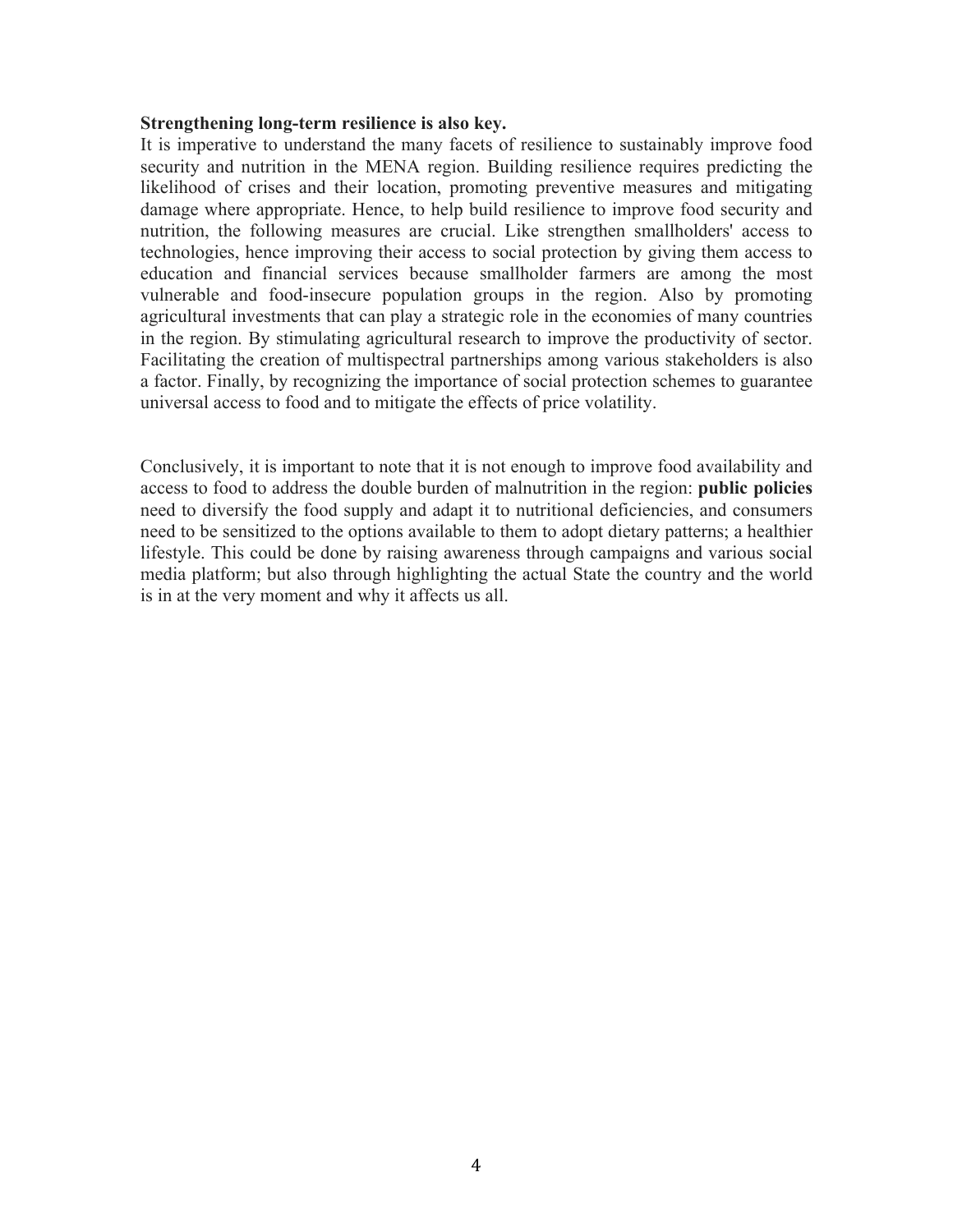**Strengthening long-term resilience is also key.**

It is imperative to understand the many facets of resilience to sustainably improve food security and nutrition in the MENA region. Building resilience requires predicting the likelihood of crises and their location, promoting preventive measures and mitigating damage where appropriate. Hence, to help build resilience to improve food security and nutrition, the following measures are crucial. Like strengthen smallholders' access to technologies, hence improving their access to social protection by giving them access to education and financial services because smallholder farmers are among the most vulnerable and food-insecure population groups in the region. Also by promoting agricultural investments that can play a strategic role in the economies of many countries in the region. By stimulating agricultural research to improve the productivity of sector. Facilitating the creation of multispectral partnerships among various stakeholders is also a factor. Finally, by recognizing the importance of social protection schemes to guarantee universal access to food and to mitigate the effects of price volatility.

Conclusively, it is important to note that it is not enough to improve food availability and access to food to address the double burden of malnutrition in the region: **public policies** need to diversify the food supply and adapt it to nutritional deficiencies, and consumers need to be sensitized to the options available to them to adopt dietary patterns; a healthier lifestyle. This could be done by raising awareness through campaigns and various social media platform; but also through highlighting the actual State the country and the world is in at the very moment and why it affects us all.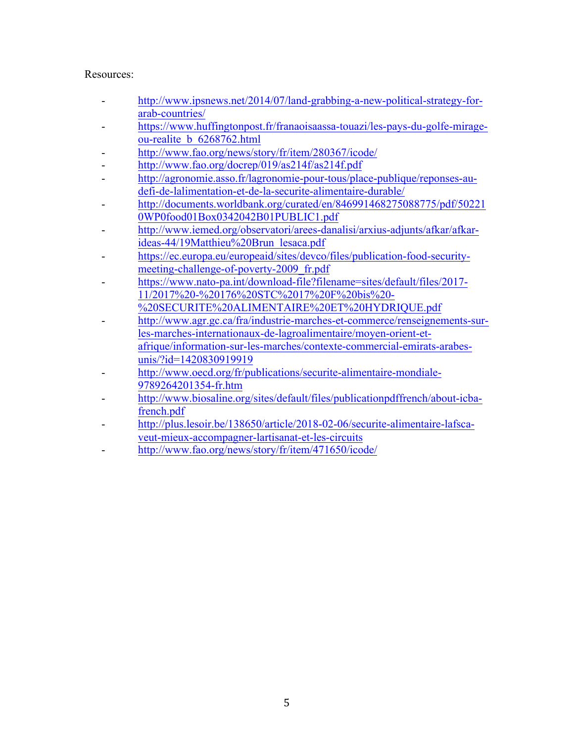Resources:

- http://www.ipsnews.net/2014/07/land-grabbing-a-new-political-strategy-for-arab-countries/
- https://www.huffingtonpost.fr/franaoisaassa-touazi/les-pays-du-golfe-mirage-ou-realite_b_6268762.html
- http://www.fao.org/news/story/fr/item/280367/icode/
- http://www.fao.org/docrep/019/as214f/as214f.pdf
- http://agronomie.asso.fr/lagronomie-pour-tous/place-publique/reponses-au-defi-de-lalimentation-et-de-la-securite-alimentaire-durable/
- http://documents.worldbank.org/curated/en/846991468275088775/pdf/502210WP0food01Box0342042B01PUBLIC1.pdf
- http://www.iemed.org/observatori/arees-danalisi/arxius-adjunts/afkar/afkar-ideas-44/19Matthieu%20Brun_lesaca.pdf
- https://ec.europa.eu/europeaid/sites/devco/files/publication-food-security-meeting-challenge-of-poverty-2009_fr.pdf
- https://www.nato-pa.int/download-file?filename=sites/default/files/2017-11/2017%20-%20176%20STC%2017%20F%20bis%20-%20SECURITE%20ALIMENTAIRE%20ET%20HYDRIQUE.pdf
- http://www.agr.gc.ca/fra/industrie-marches-et-commerce/renseignements-sur-les-marches-internationaux-de-lagroalimentaire/moyen-orient-et-afrique/information-sur-les-marches/contexte-commercial-emirats-arabes-unis/?id=1420830919919
- http://www.oecd.org/fr/publications/securite-alimentaire-mondiale-9789264201354-fr.htm
- http://www.biosaline.org/sites/default/files/publicationpdffrench/about-icba-french.pdf
- http://plus.lesoir.be/138650/article/2018-02-06/securite-alimentaire-lafsca-veut-mieux-accompagner-lartisanat-et-les-circuits
- http://www.fao.org/news/story/fr/item/471650/icode/